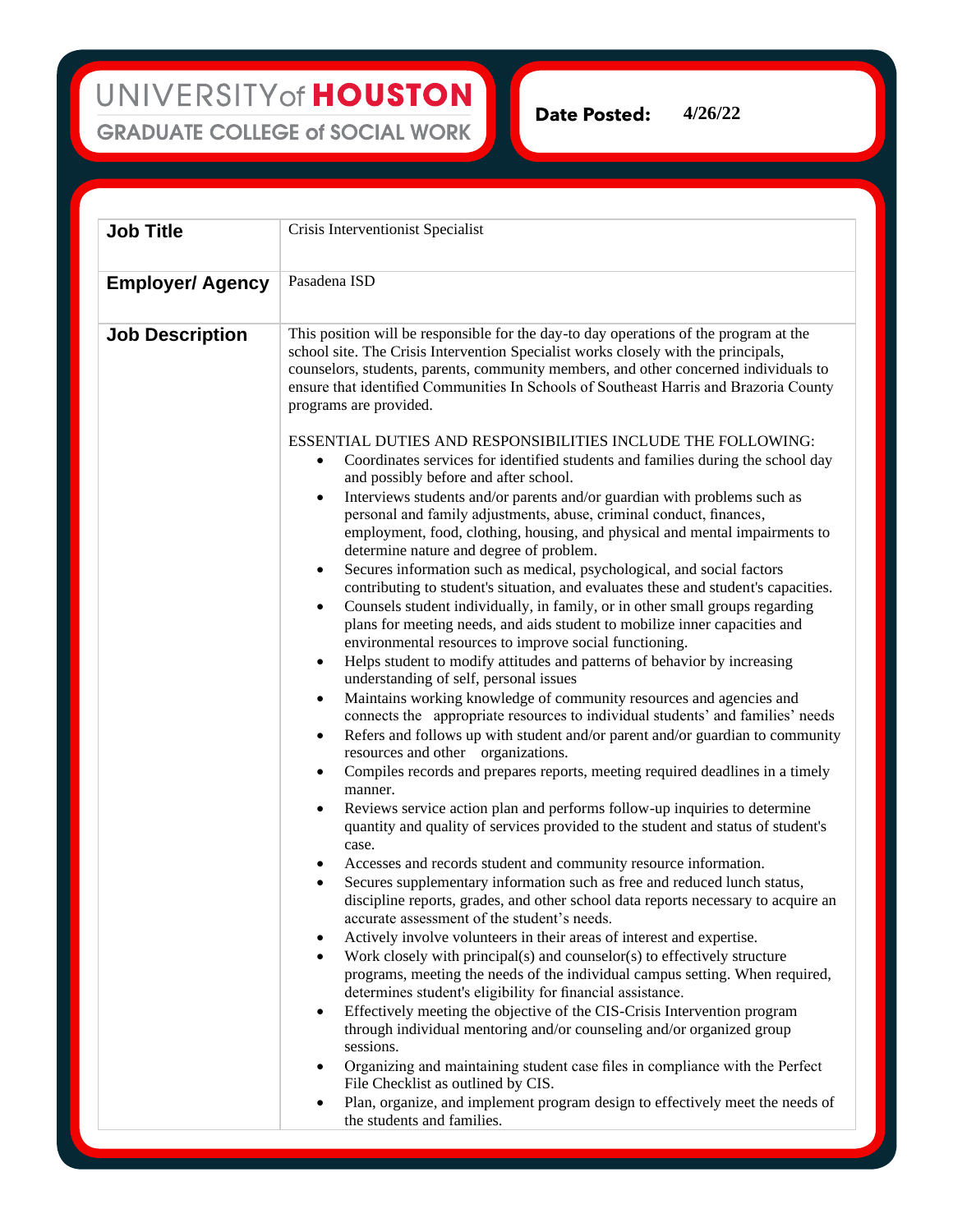UNIVERSITY of HOUSTON
GRADUATE COLLEGE of SOCIAL WORK

**Date Posted:** 4/26/22

| **Job Title** | Crisis Interventionist Specialist |
|---|---|
| **Employer/ Agency** | Pasadena ISD |
| **Job Description** | This position will be responsible for the day-to day operations of the program at the school site. The Crisis Intervention Specialist works closely with the principals, counselors, students, parents, community members, and other concerned individuals to ensure that identified Communities In Schools of Southeast Harris and Brazoria County programs are provided.<br><br>ESSENTIAL DUTIES AND RESPONSIBILITIES INCLUDE THE FOLLOWING:<br>• Coordinates services for identified students and families during the school day and possibly before and after school.<br>• Interviews students and/or parents and/or guardian with problems such as personal and family adjustments, abuse, criminal conduct, finances, employment, food, clothing, housing, and physical and mental impairments to determine nature and degree of problem.<br>• Secures information such as medical, psychological, and social factors contributing to student's situation, and evaluates these and student's capacities.<br>• Counsels student individually, in family, or in other small groups regarding plans for meeting needs, and aids student to mobilize inner capacities and environmental resources to improve social functioning.<br>• Helps student to modify attitudes and patterns of behavior by increasing understanding of self, personal issues<br>• Maintains working knowledge of community resources and agencies and connects the appropriate resources to individual students' and families' needs<br>• Refers and follows up with student and/or parent and/or guardian to community resources and other organizations.<br>• Compiles records and prepares reports, meeting required deadlines in a timely manner.<br>• Reviews service action plan and performs follow-up inquiries to determine quantity and quality of services provided to the student and status of student's case.<br>• Accesses and records student and community resource information.<br>• Secures supplementary information such as free and reduced lunch status, discipline reports, grades, and other school data reports necessary to acquire an accurate assessment of the student's needs.<br>• Actively involve volunteers in their areas of interest and expertise.<br>• Work closely with principal(s) and counselor(s) to effectively structure programs, meeting the needs of the individual campus setting. When required, determines student's eligibility for financial assistance.<br>• Effectively meeting the objective of the CIS-Crisis Intervention program through individual mentoring and/or counseling and/or organized group sessions.<br>• Organizing and maintaining student case files in compliance with the Perfect File Checklist as outlined by CIS.<br>• Plan, organize, and implement program design to effectively meet the needs of the students and families. |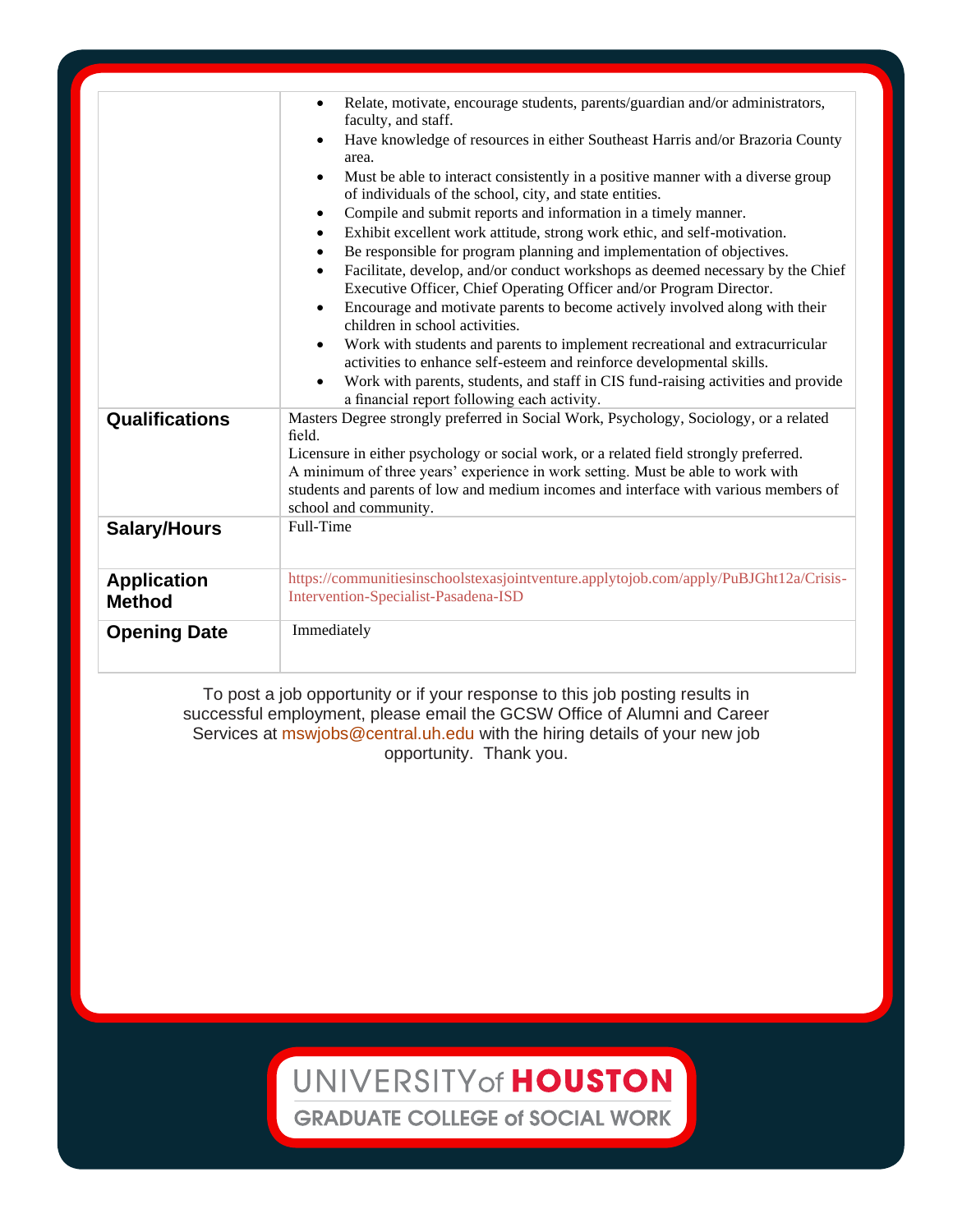| | |
|---|---|
| | • Relate, motivate, encourage students, parents/guardian and/or administrators, faculty, and staff.<br>• Have knowledge of resources in either Southeast Harris and/or Brazoria County area.<br>• Must be able to interact consistently in a positive manner with a diverse group of individuals of the school, city, and state entities.<br>• Compile and submit reports and information in a timely manner.<br>• Exhibit excellent work attitude, strong work ethic, and self-motivation.<br>• Be responsible for program planning and implementation of objectives.<br>• Facilitate, develop, and/or conduct workshops as deemed necessary by the Chief Executive Officer, Chief Operating Officer and/or Program Director.<br>• Encourage and motivate parents to become actively involved along with their children in school activities.<br>• Work with students and parents to implement recreational and extracurricular activities to enhance self-esteem and reinforce developmental skills.<br>• Work with parents, students, and staff in CIS fund-raising activities and provide a financial report following each activity. |
| **Qualifications** | Masters Degree strongly preferred in Social Work, Psychology, Sociology, or a related field.<br>Licensure in either psychology or social work, or a related field strongly preferred.<br>A minimum of three years' experience in work setting. Must be able to work with students and parents of low and medium incomes and interface with various members of school and community. |
| **Salary/Hours** | Full-Time |
| **Application Method** | https://communitiesinschoolstexasjointventure.applytojob.com/apply/PuBJGht12a/Crisis-Intervention-Specialist-Pasadena-ISD |
| **Opening Date** | Immediately |

To post a job opportunity or if your response to this job posting results in successful employment, please email the GCSW Office of Alumni and Career Services at mswjobs@central.uh.edu with the hiring details of your new job opportunity. Thank you.

UNIVERSITY of HOUSTON
GRADUATE COLLEGE of SOCIAL WORK